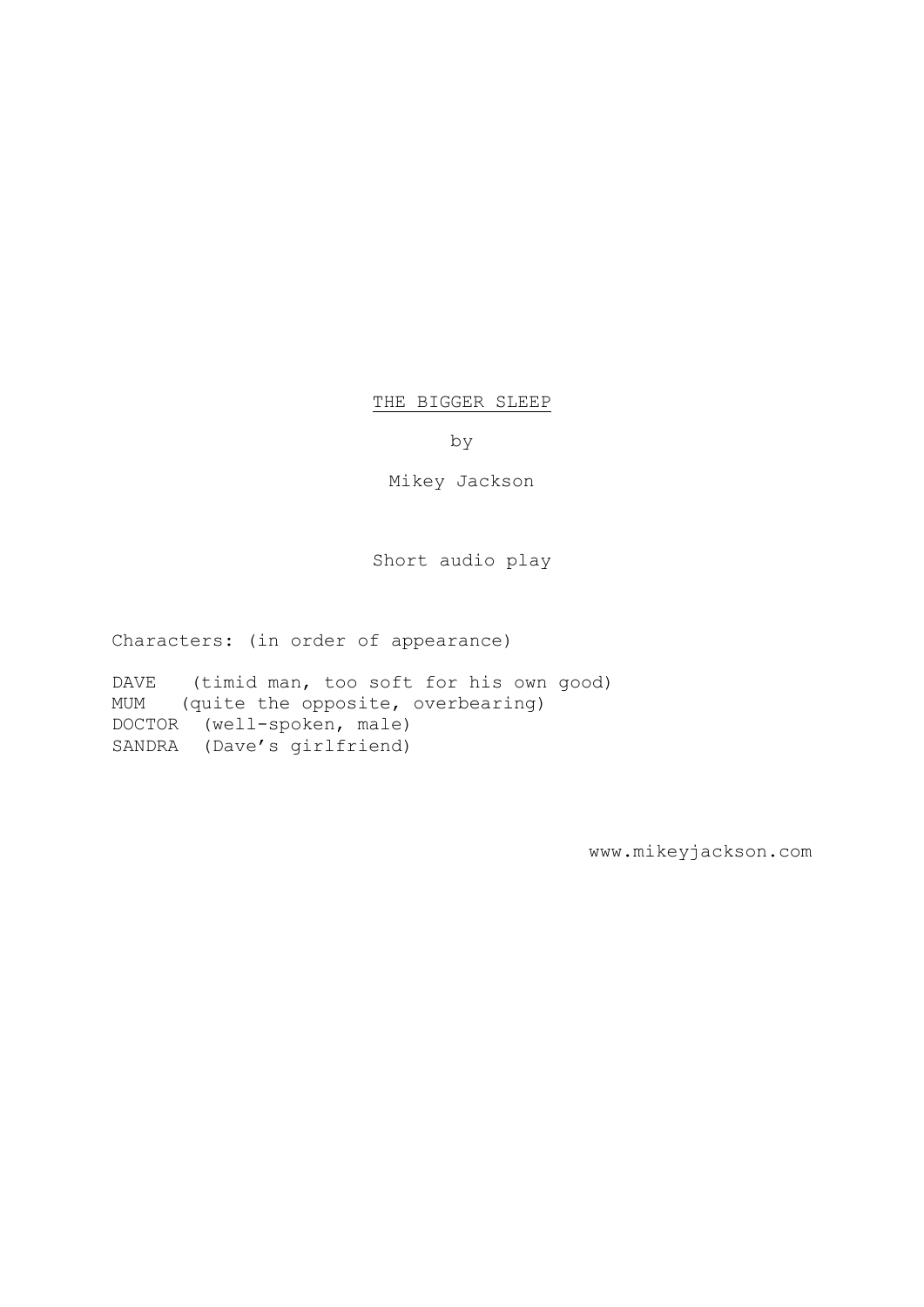# THE BIGGER SLEEP

by

Mikey Jackson

Short audio play

Characters: (in order of appearance)

DAVE (timid man, too soft for his own good)
MUM (quite the opposite, overbearing)
DOCTOR (well-spoken, male)
SANDRA (Dave's girlfriend)

www.mikeyjackson.com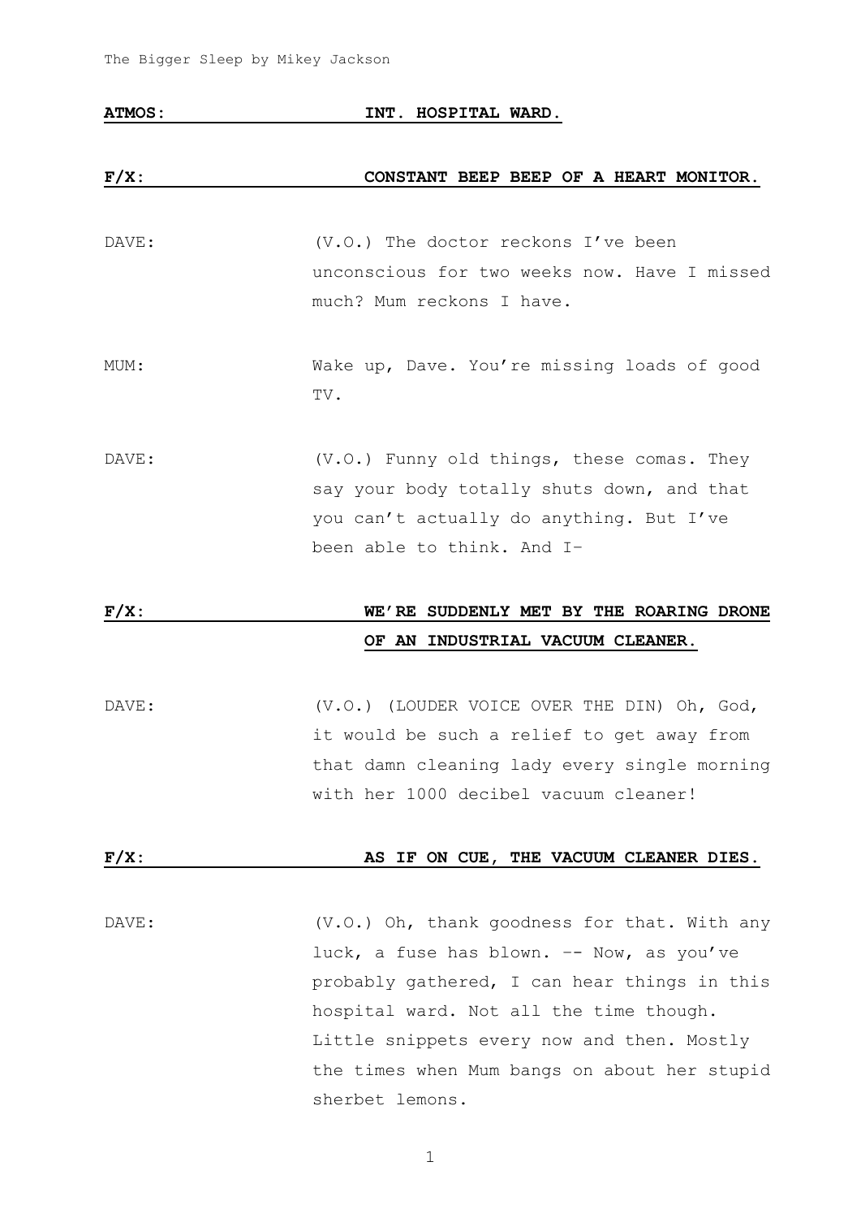**ATMOS:** **INT. HOSPITAL WARD.**

**F/X:** **CONSTANT BEEP BEEP OF A HEART MONITOR.**

DAVE: (V.O.) The doctor reckons I've been unconscious for two weeks now. Have I missed much? Mum reckons I have.

MUM: Wake up, Dave. You're missing loads of good TV.

DAVE: (V.O.) Funny old things, these comas. They say your body totally shuts down, and that you can't actually do anything. But I've been able to think. And I–

**F/X:** **WE'RE SUDDENLY MET BY THE ROARING DRONE OF AN INDUSTRIAL VACUUM CLEANER.**

DAVE: (V.O.) (LOUDER VOICE OVER THE DIN) Oh, God, it would be such a relief to get away from that damn cleaning lady every single morning with her 1000 decibel vacuum cleaner!

**F/X:** **AS IF ON CUE, THE VACUUM CLEANER DIES.**

DAVE: (V.O.) Oh, thank goodness for that. With any luck, a fuse has blown. -- Now, as you've probably gathered, I can hear things in this hospital ward. Not all the time though. Little snippets every now and then. Mostly the times when Mum bangs on about her stupid sherbet lemons.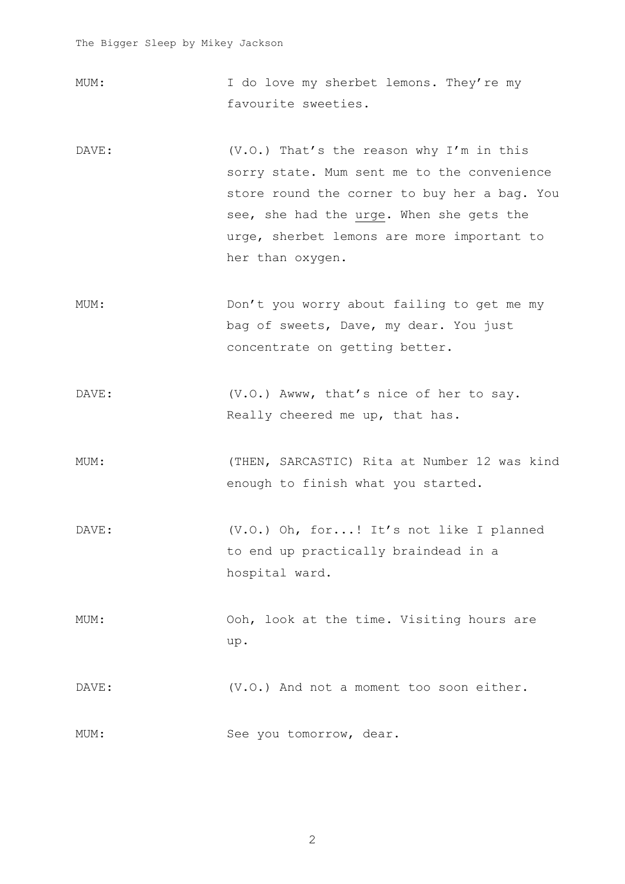MUM: I do love my sherbet lemons. They're my favourite sweeties.

DAVE: (V.O.) That's the reason why I'm in this sorry state. Mum sent me to the convenience store round the corner to buy her a bag. You see, she had the <u>urge</u>. When she gets the urge, sherbet lemons are more important to her than oxygen.

MUM: Don't you worry about failing to get me my bag of sweets, Dave, my dear. You just concentrate on getting better.

DAVE: (V.O.) Awww, that's nice of her to say. Really cheered me up, that has.

MUM: (THEN, SARCASTIC) Rita at Number 12 was kind enough to finish what you started.

DAVE: (V.O.) Oh, for...! It's not like I planned to end up practically braindead in a hospital ward.

MUM: Ooh, look at the time. Visiting hours are up.

DAVE: (V.O.) And not a moment too soon either.

MUM: See you tomorrow, dear.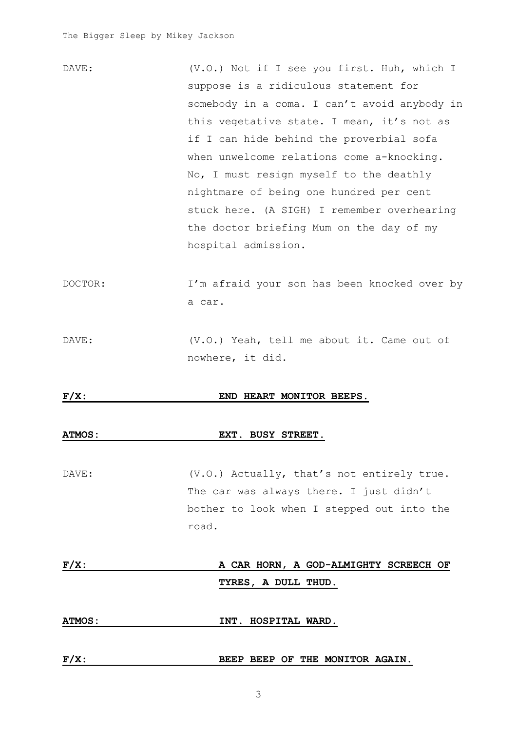DAVE: (V.O.) Not if I see you first. Huh, which I suppose is a ridiculous statement for somebody in a coma. I can't avoid anybody in this vegetative state. I mean, it's not as if I can hide behind the proverbial sofa when unwelcome relations come a-knocking. No, I must resign myself to the deathly nightmare of being one hundred per cent stuck here. (A SIGH) I remember overhearing the doctor briefing Mum on the day of my hospital admission.

DOCTOR: I'm afraid your son has been knocked over by a car.

DAVE: (V.O.) Yeah, tell me about it. Came out of nowhere, it did.

**F/X: END HEART MONITOR BEEPS.**

**ATMOS: EXT. BUSY STREET.**

DAVE: (V.O.) Actually, that's not entirely true. The car was always there. I just didn't bother to look when I stepped out into the road.

**F/X: A CAR HORN, A GOD-ALMIGHTY SCREECH OF TYRES, A DULL THUD.**

**ATMOS: INT. HOSPITAL WARD.**

**F/X: BEEP BEEP OF THE MONITOR AGAIN.**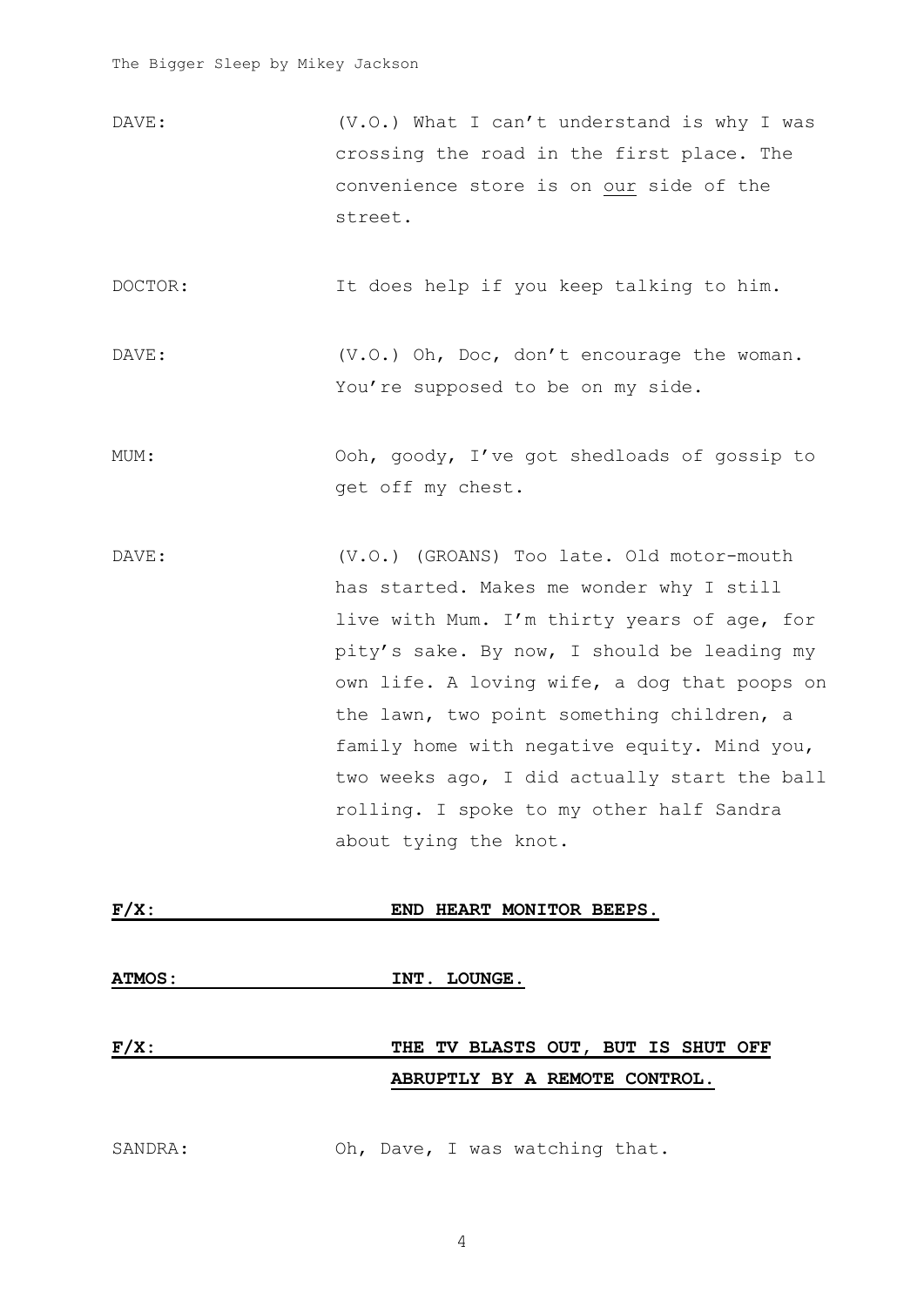DAVE: (V.O.) What I can't understand is why I was crossing the road in the first place. The convenience store is on our side of the street.

DOCTOR: It does help if you keep talking to him.

DAVE: (V.O.) Oh, Doc, don't encourage the woman. You're supposed to be on my side.

MUM: Ooh, goody, I've got shedloads of gossip to get off my chest.

DAVE: (V.O.) (GROANS) Too late. Old motor-mouth has started. Makes me wonder why I still live with Mum. I'm thirty years of age, for pity's sake. By now, I should be leading my own life. A loving wife, a dog that poops on the lawn, two point something children, a family home with negative equity. Mind you, two weeks ago, I did actually start the ball rolling. I spoke to my other half Sandra about tying the knot.

**F/X: END HEART MONITOR BEEPS.**

**ATMOS: INT. LOUNGE.**

**F/X: THE TV BLASTS OUT, BUT IS SHUT OFF ABRUPTLY BY A REMOTE CONTROL.**

SANDRA: Oh, Dave, I was watching that.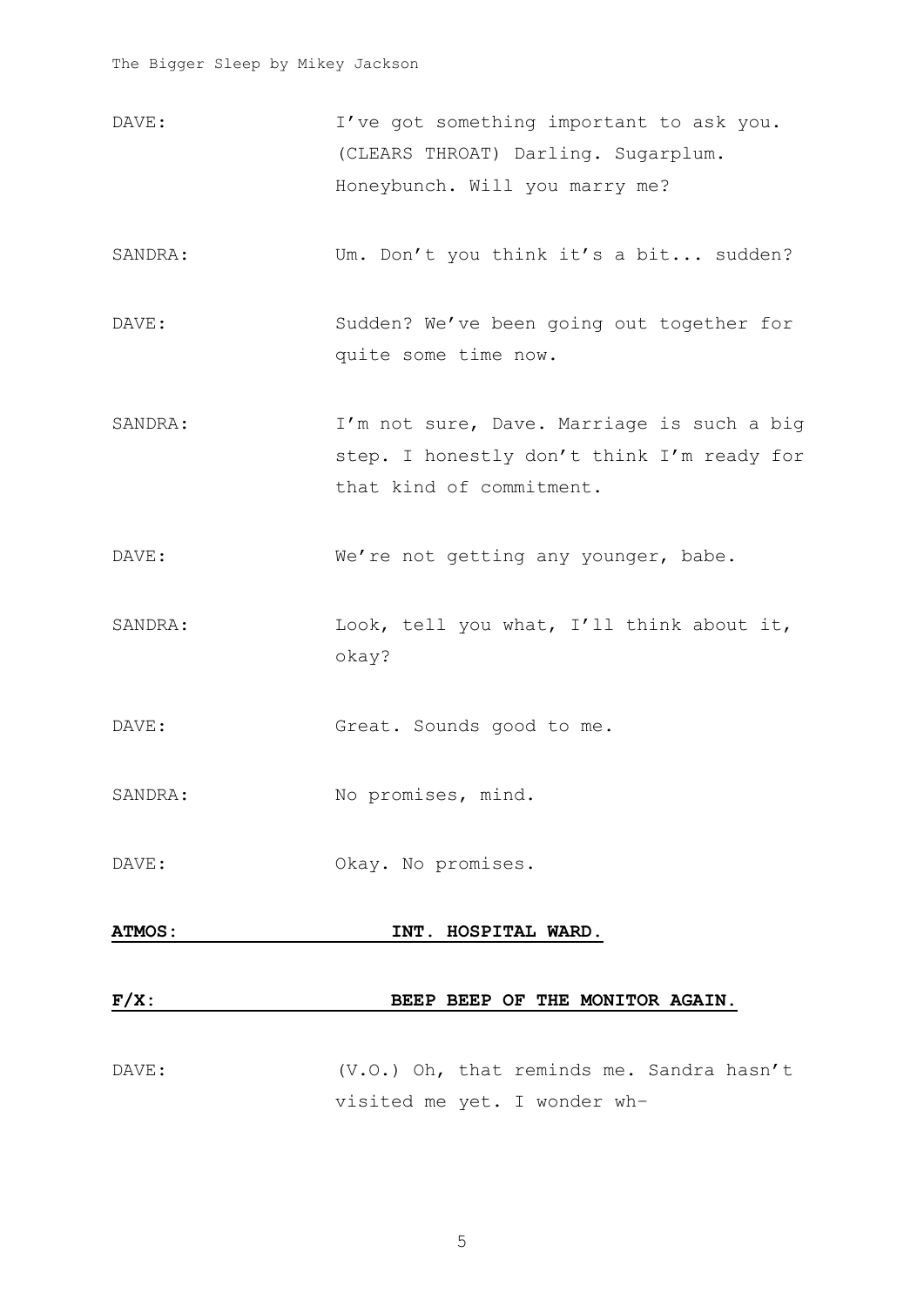DAVE: I've got something important to ask you. (CLEARS THROAT) Darling. Sugarplum. Honeybunch. Will you marry me?

SANDRA: Um. Don't you think it's a bit... sudden?

DAVE: Sudden? We've been going out together for quite some time now.

SANDRA: I'm not sure, Dave. Marriage is such a big step. I honestly don't think I'm ready for that kind of commitment.

DAVE: We're not getting any younger, babe.

SANDRA: Look, tell you what, I'll think about it, okay?

DAVE: Great. Sounds good to me.

SANDRA: No promises, mind.

DAVE: Okay. No promises.

**ATMOS: INT. HOSPITAL WARD.**

**F/X: BEEP BEEP OF THE MONITOR AGAIN.**

DAVE: (V.O.) Oh, that reminds me. Sandra hasn't visited me yet. I wonder wh-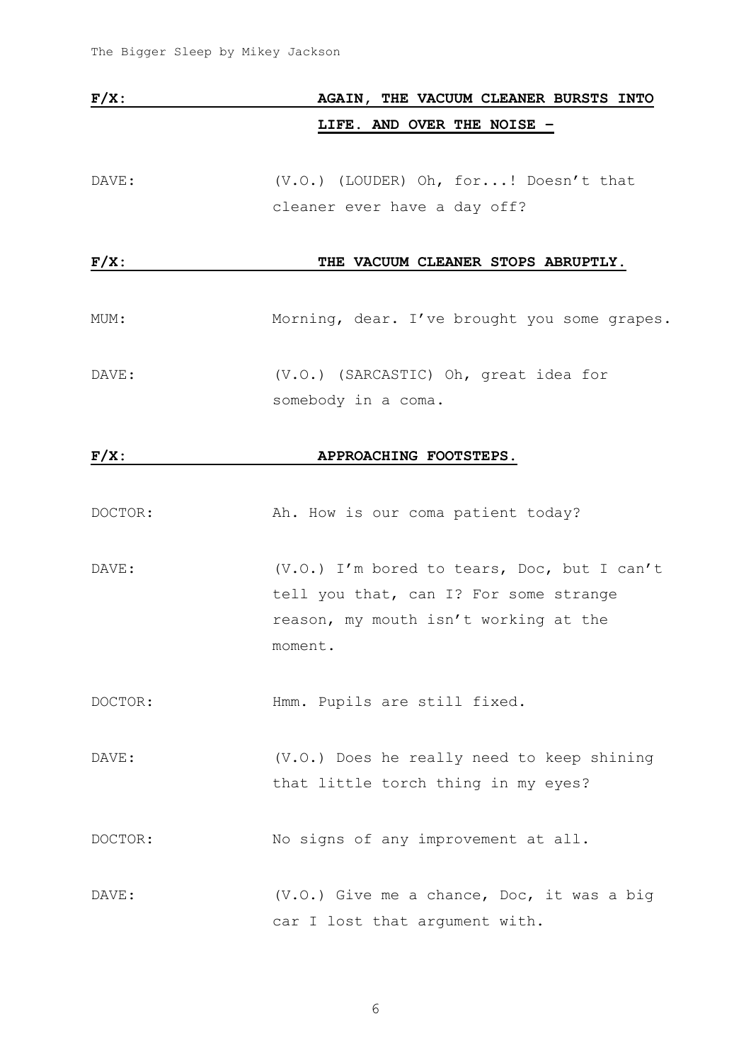**F/X: AGAIN, THE VACUUM CLEANER BURSTS INTO LIFE. AND OVER THE NOISE –**

DAVE: (V.O.) (LOUDER) Oh, for...! Doesn't that cleaner ever have a day off?

**F/X: THE VACUUM CLEANER STOPS ABRUPTLY.**

MUM: Morning, dear. I've brought you some grapes.

DAVE: (V.O.) (SARCASTIC) Oh, great idea for somebody in a coma.

**F/X: APPROACHING FOOTSTEPS.**

DOCTOR: Ah. How is our coma patient today?

DAVE: (V.O.) I'm bored to tears, Doc, but I can't tell you that, can I? For some strange reason, my mouth isn't working at the moment.

DOCTOR: Hmm. Pupils are still fixed.

DAVE: (V.O.) Does he really need to keep shining that little torch thing in my eyes?

DOCTOR: No signs of any improvement at all.

DAVE: (V.O.) Give me a chance, Doc, it was a big car I lost that argument with.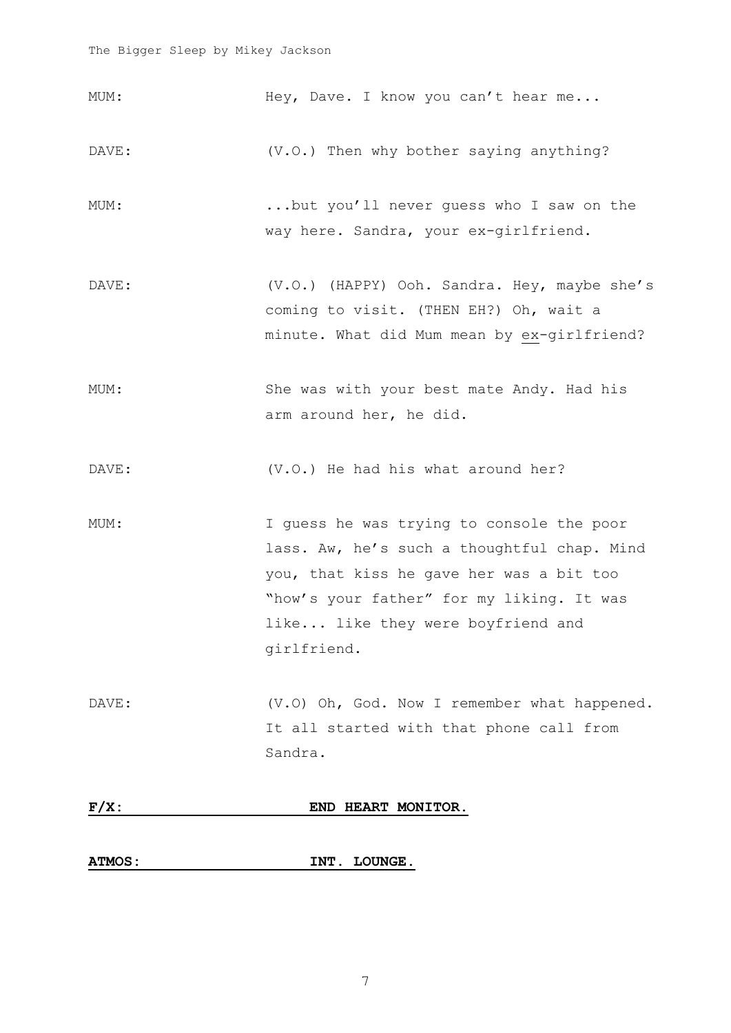MUM: Hey, Dave. I know you can't hear me...

DAVE: (V.O.) Then why bother saying anything?

MUM: ...but you'll never guess who I saw on the way here. Sandra, your ex-girlfriend.

DAVE: (V.O.) (HAPPY) Ooh. Sandra. Hey, maybe she's coming to visit. (THEN EH?) Oh, wait a minute. What did Mum mean by <u>ex</u>-girlfriend?

MUM: She was with your best mate Andy. Had his arm around her, he did.

DAVE: (V.O.) He had his what around her?

MUM: I guess he was trying to console the poor lass. Aw, he's such a thoughtful chap. Mind you, that kiss he gave her was a bit too "how's your father" for my liking. It was like... like they were boyfriend and girlfriend.

DAVE: (V.O) Oh, God. Now I remember what happened. It all started with that phone call from Sandra.

**<u>F/X: END HEART MONITOR.</u>**

**<u>ATMOS: INT. LOUNGE.</u>**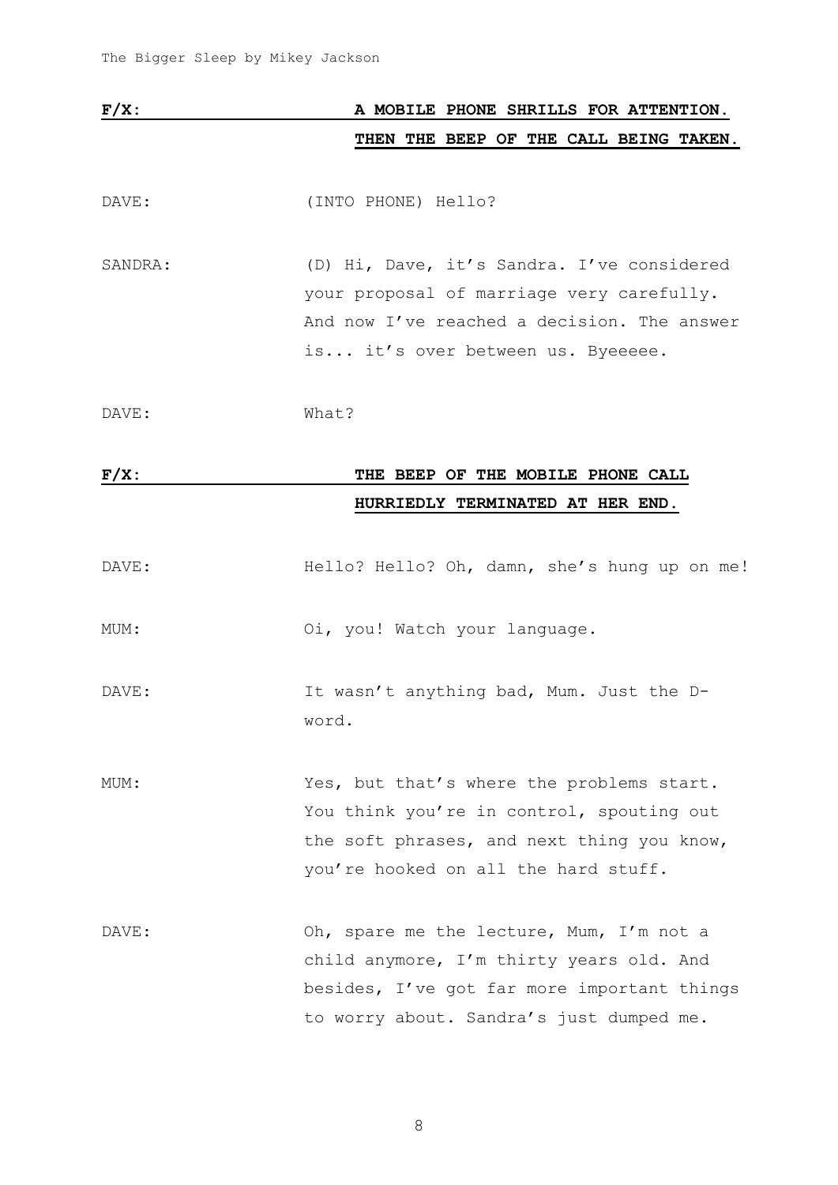**F/X:** **A MOBILE PHONE SHRILLS FOR ATTENTION. THEN THE BEEP OF THE CALL BEING TAKEN.**

DAVE: (INTO PHONE) Hello?

SANDRA: (D) Hi, Dave, it's Sandra. I've considered your proposal of marriage very carefully. And now I've reached a decision. The answer is... it's over between us. Byeeeee.

DAVE: What?

**F/X:** **THE BEEP OF THE MOBILE PHONE CALL HURRIEDLY TERMINATED AT HER END.**

DAVE: Hello? Hello? Oh, damn, she's hung up on me!

MUM: Oi, you! Watch your language.

DAVE: It wasn't anything bad, Mum. Just the D-word.

MUM: Yes, but that's where the problems start. You think you're in control, spouting out the soft phrases, and next thing you know, you're hooked on all the hard stuff.

DAVE: Oh, spare me the lecture, Mum, I'm not a child anymore, I'm thirty years old. And besides, I've got far more important things to worry about. Sandra's just dumped me.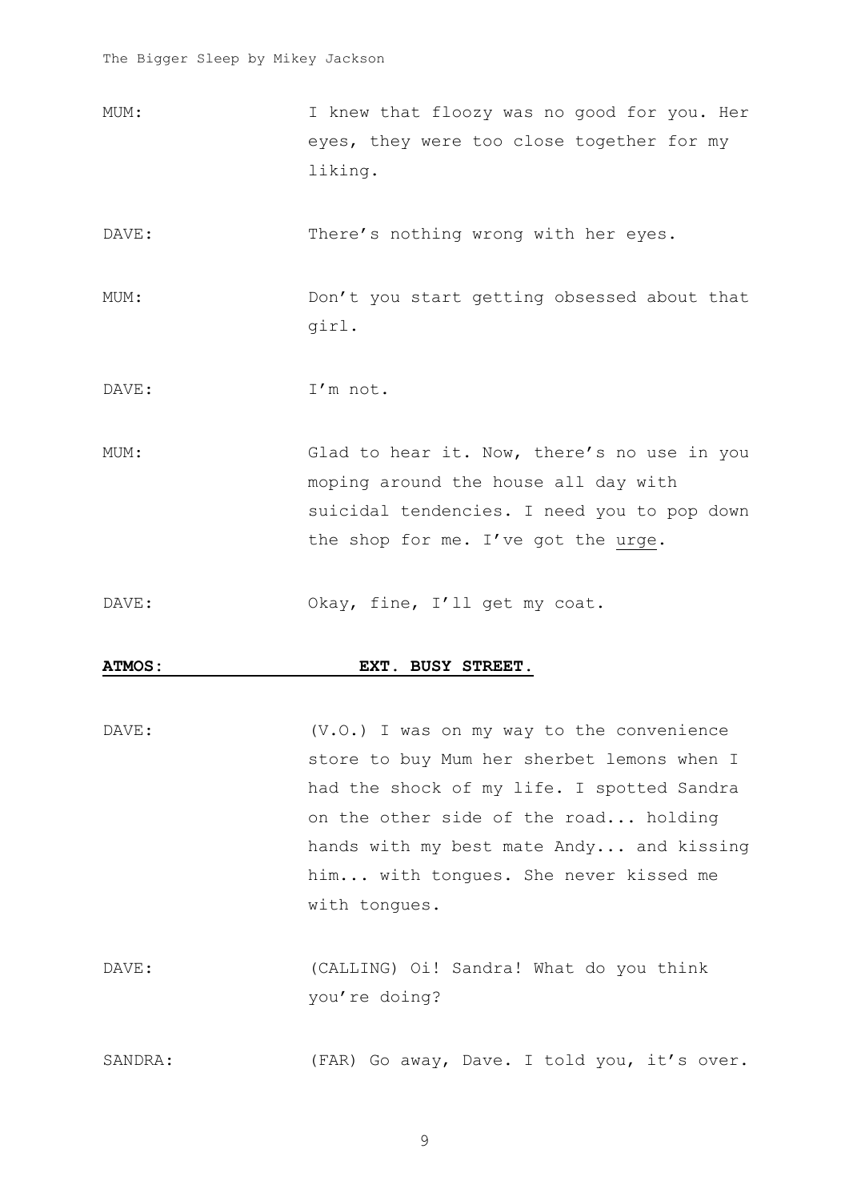MUM: I knew that floozy was no good for you. Her eyes, they were too close together for my liking.

DAVE: There's nothing wrong with her eyes.

MUM: Don't you start getting obsessed about that girl.

DAVE: I'm not.

MUM: Glad to hear it. Now, there's no use in you moping around the house all day with suicidal tendencies. I need you to pop down the shop for me. I've got the <u>urge</u>.

DAVE: Okay, fine, I'll get my coat.

**ATMOS: EXT. BUSY STREET.**

DAVE: (V.O.) I was on my way to the convenience store to buy Mum her sherbet lemons when I had the shock of my life. I spotted Sandra on the other side of the road... holding hands with my best mate Andy... and kissing him... with tongues. She never kissed me with tongues.

DAVE: (CALLING) Oi! Sandra! What do you think you're doing?

SANDRA: (FAR) Go away, Dave. I told you, it's over.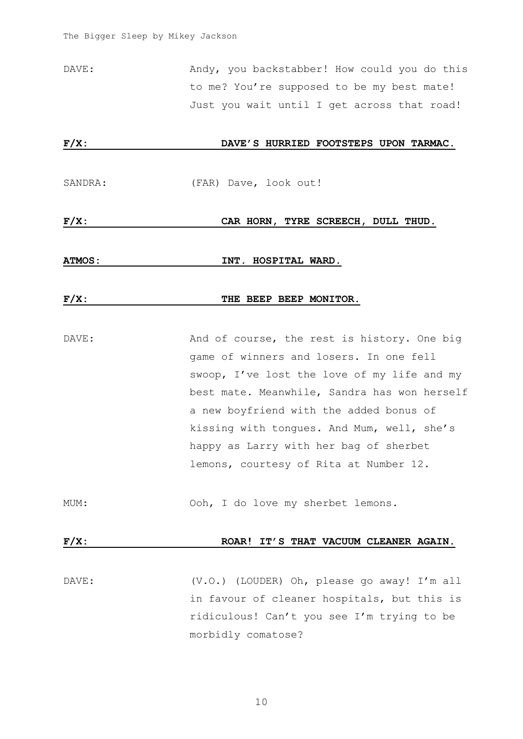DAVE: Andy, you backstabber! How could you do this to me? You're supposed to be my best mate! Just you wait until I get across that road!

**F/X: DAVE'S HURRIED FOOTSTEPS UPON TARMAC.**

SANDRA: (FAR) Dave, look out!

**F/X: CAR HORN, TYRE SCREECH, DULL THUD.**

**ATMOS: INT. HOSPITAL WARD.**

**F/X: THE BEEP BEEP MONITOR.**

DAVE: And of course, the rest is history. One big game of winners and losers. In one fell swoop, I've lost the love of my life and my best mate. Meanwhile, Sandra has won herself a new boyfriend with the added bonus of kissing with tongues. And Mum, well, she's happy as Larry with her bag of sherbet lemons, courtesy of Rita at Number 12.

MUM: Ooh, I do love my sherbet lemons.

**F/X: ROAR! IT'S THAT VACUUM CLEANER AGAIN.**

DAVE: (V.O.) (LOUDER) Oh, please go away! I'm all in favour of cleaner hospitals, but this is ridiculous! Can't you see I'm trying to be morbidly comatose?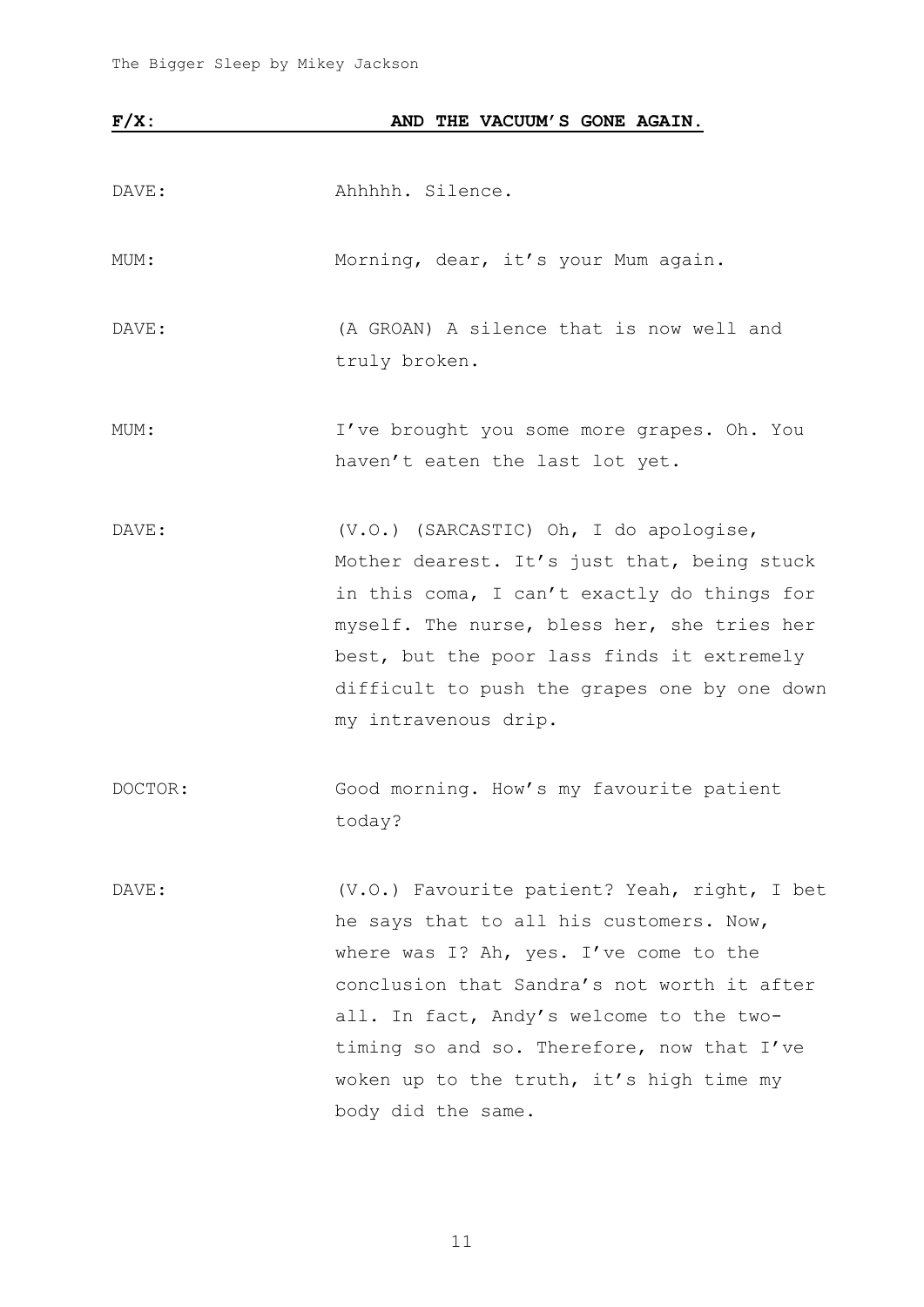**F/X: AND THE VACUUM'S GONE AGAIN.**

DAVE: Ahhhhh. Silence.

MUM: Morning, dear, it's your Mum again.

DAVE: (A GROAN) A silence that is now well and truly broken.

MUM: I've brought you some more grapes. Oh. You haven't eaten the last lot yet.

DAVE: (V.O.) (SARCASTIC) Oh, I do apologise, Mother dearest. It's just that, being stuck in this coma, I can't exactly do things for myself. The nurse, bless her, she tries her best, but the poor lass finds it extremely difficult to push the grapes one by one down my intravenous drip.

DOCTOR: Good morning. How's my favourite patient today?

DAVE: (V.O.) Favourite patient? Yeah, right, I bet he says that to all his customers. Now, where was I? Ah, yes. I've come to the conclusion that Sandra's not worth it after all. In fact, Andy's welcome to the two-timing so and so. Therefore, now that I've woken up to the truth, it's high time my body did the same.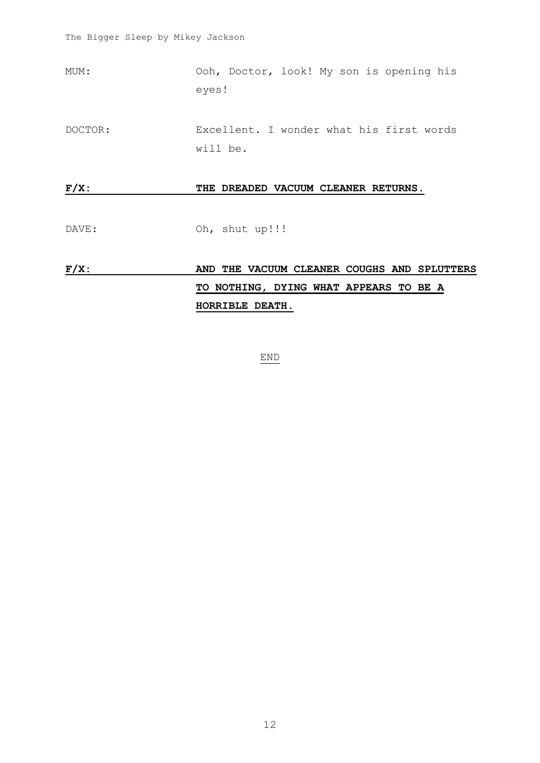MUM: Ooh, Doctor, look! My son is opening his eyes!

DOCTOR: Excellent. I wonder what his first words will be.

**F/X: THE DREADED VACUUM CLEANER RETURNS.**

DAVE: Oh, shut up!!!

**F/X: AND THE VACUUM CLEANER COUGHS AND SPLUTTERS TO NOTHING, DYING WHAT APPEARS TO BE A HORRIBLE DEATH.**

END